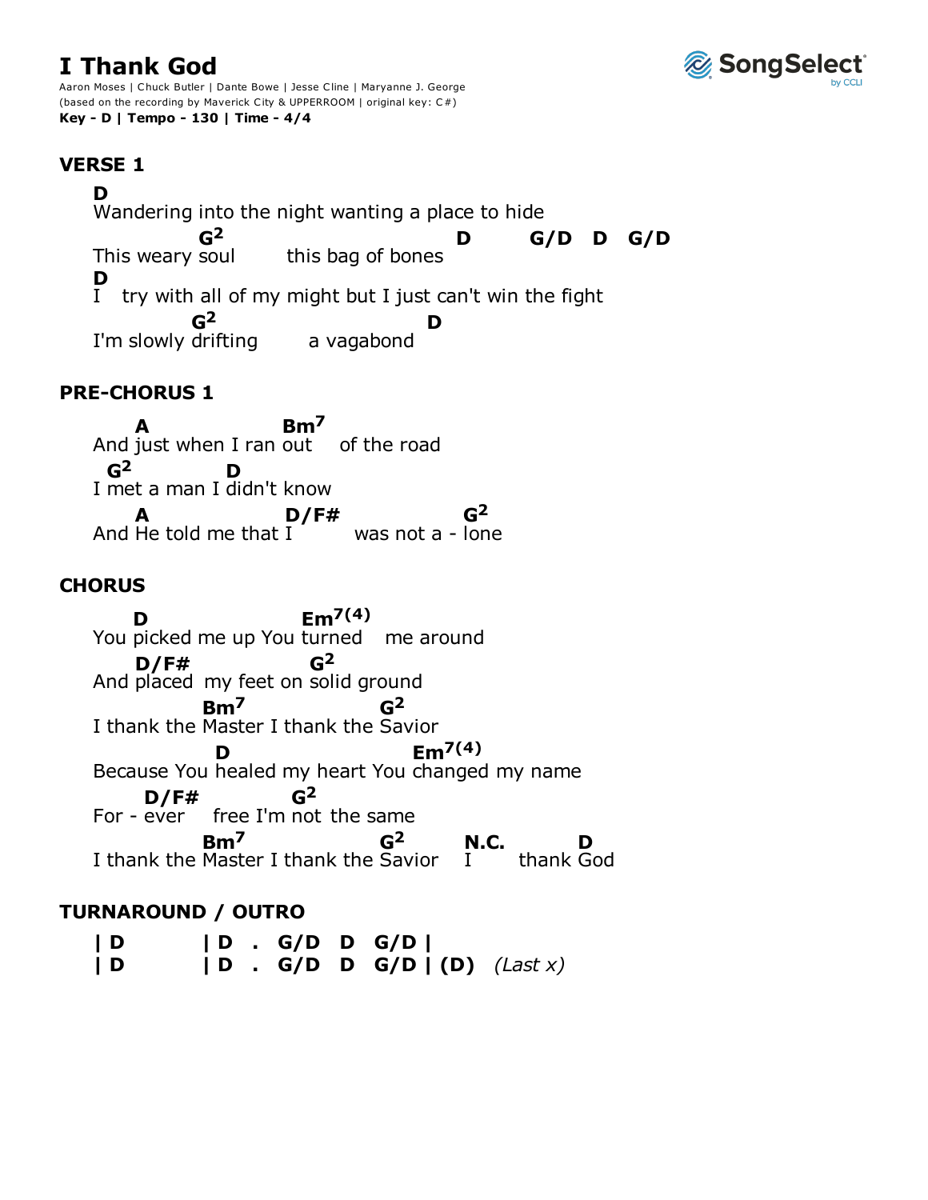# I Thank God

Aaron Moses | Chuck Butler | Dante Bowe | Jesse Cline | Maryanne J. George
(based on the recording by Maverick City & UPPERROOM | original key: C#)
**Key - D | Tempo - 130 | Time - 4/4**

SongSelect by CCLI

## VERSE 1

```
D
Wandering into the night wanting a place to hide
           G2                          D      G/D  D  G/D
This weary soul      this bag of bones
D
I   try with all of my might but I just can't win the fight
          G2                          D
I'm slowly drifting       a vagabond
```

## PRE-CHORUS 1

```
    A              Bm7
And just when I ran out    of the road
 G2         D
I met a man I didn't know
    A               D/F#           G2
And He told me that I        was not a - lone
```

## CHORUS

```
    D                  Em7(4)
You picked me up You turned    me around
    D/F#            G2
And placed  my feet on solid ground
             Bm7               G2
I thank the Master I thank the Savior
                D                  Em7(4)
Because You healed my heart You changed my name
     D/F#         G2
For - ever   free I'm not the same
             Bm7               G2      N.C.      D
I thank the Master I thank the Savior  I      thank God
```

## TURNAROUND / OUTRO

```
| D         | D  .  G/D  D  G/D |
| D         | D  .  G/D  D  G/D | (D)  (Last x)
```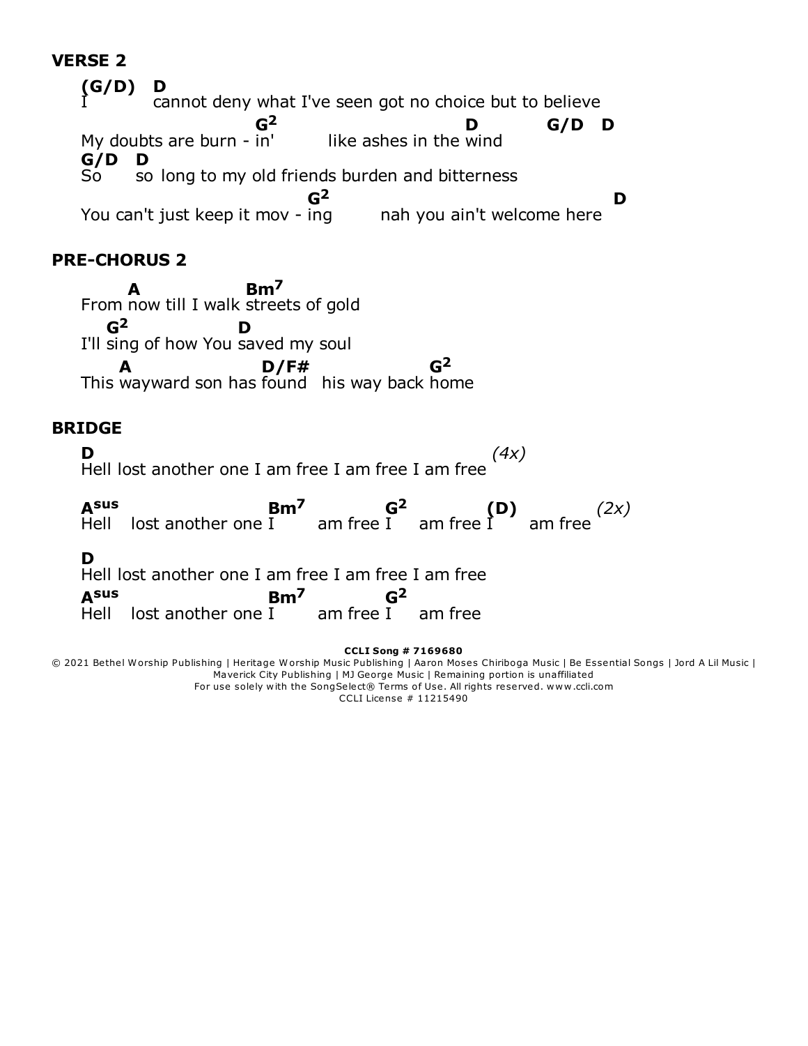## VERSE 2

```
(G/D)   D
I         cannot deny what I've seen got no choice but to believe
                     G2                        D           G/D   D
My doubts are burn - in'          like ashes in the wind
G/D   D
So      so long to my old friends burden and bitterness
                              G2                                    D
You can't just keep it mov - ing         nah you ain't welcome here
```

## PRE-CHORUS 2

```
       A              Bm7
From now till I walk streets of gold
    G2              D
I'll sing of how You saved my soul
      A                 D/F#               G2
This wayward son has found   his way back home
```

## BRIDGE

```
D                                                        (4x)
Hell lost another one I am free I am free I am free

Asus                    Bm7          G2          (D)          (2x)
Hell    lost another one I       am free I    am free I      am free

D
Hell lost another one I am free I am free I am free
Asus                    Bm7          G2
Hell    lost another one I       am free I    am free
```

**CCLI Song # 7169680**

© 2021 Bethel Worship Publishing | Heritage Worship Music Publishing | Aaron Moses Chiriboga Music | Be Essential Songs | Jord A Lil Music | Maverick City Publishing | MJ George Music | Remaining portion is unaffiliated
For use solely with the SongSelect® Terms of Use. All rights reserved. www.ccli.com
CCLI License # 11215490